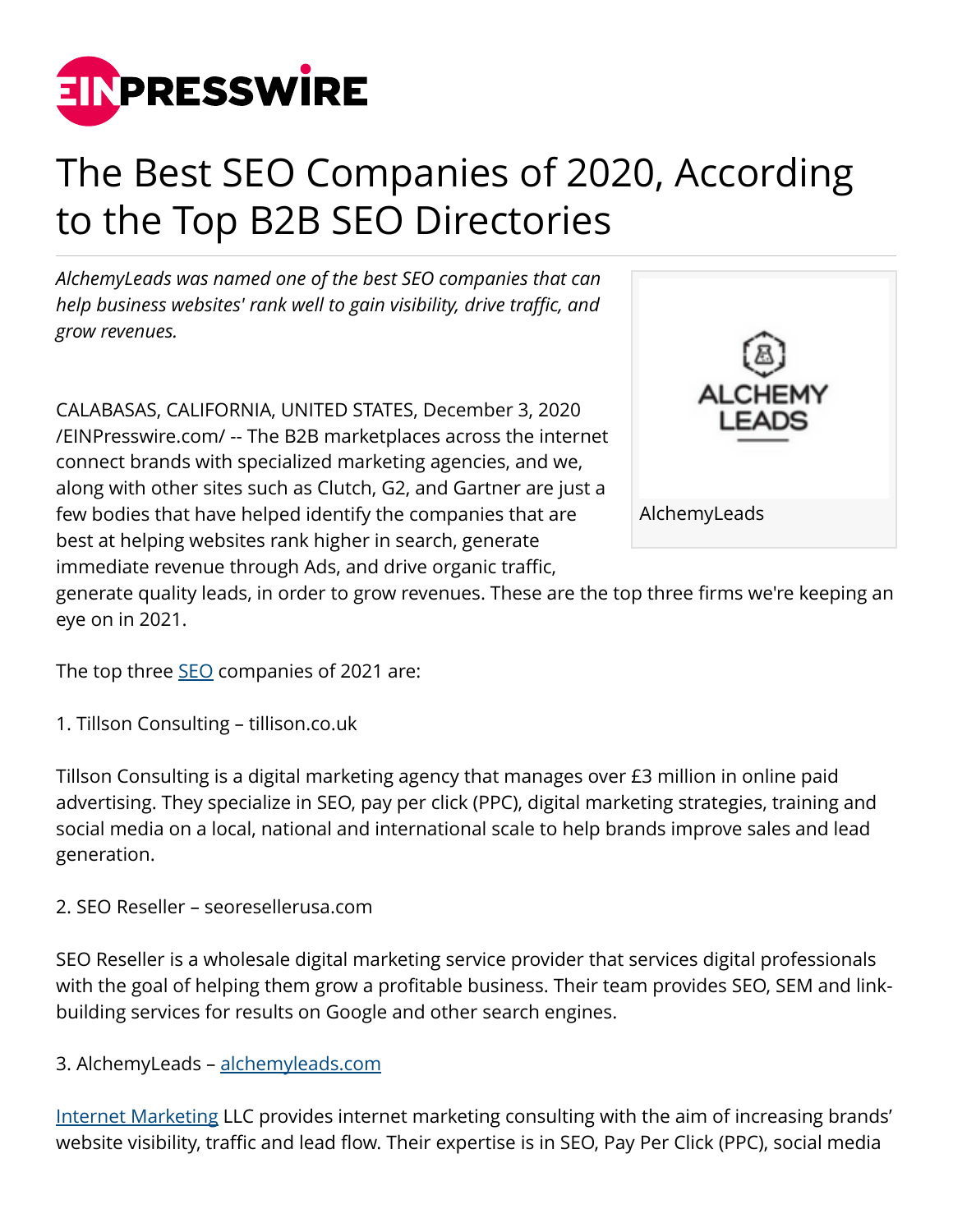# The Best SEO Companies of 2020, According to the Top B2B SEO Directories

*AlchemyLeads was named one of the best SEO companies that can help business websites' rank well to gain visibility, drive traffic, and grow revenues.*

AlchemyLeads

CALABASAS, CALIFORNIA, UNITED STATES, December 3, 2020 /EINPresswire.com/ -- The B2B marketplaces across the internet connect brands with specialized marketing agencies, and we, along with other sites such as Clutch, G2, and Gartner are just a few bodies that have helped identify the companies that are best at helping websites rank higher in search, generate immediate revenue through Ads, and drive organic traffic, generate quality leads, in order to grow revenues. These are the top three firms we're keeping an eye on in 2021.

The top three SEO companies of 2021 are:

1. Tillson Consulting – tillison.co.uk

Tillson Consulting is a digital marketing agency that manages over £3 million in online paid advertising. They specialize in SEO, pay per click (PPC), digital marketing strategies, training and social media on a local, national and international scale to help brands improve sales and lead generation.

2. SEO Reseller – seoresellerusa.com

SEO Reseller is a wholesale digital marketing service provider that services digital professionals with the goal of helping them grow a profitable business. Their team provides SEO, SEM and link-building services for results on Google and other search engines.

3. AlchemyLeads – alchemyleads.com

Internet Marketing LLC provides internet marketing consulting with the aim of increasing brands' website visibility, traffic and lead flow. Their expertise is in SEO, Pay Per Click (PPC), social media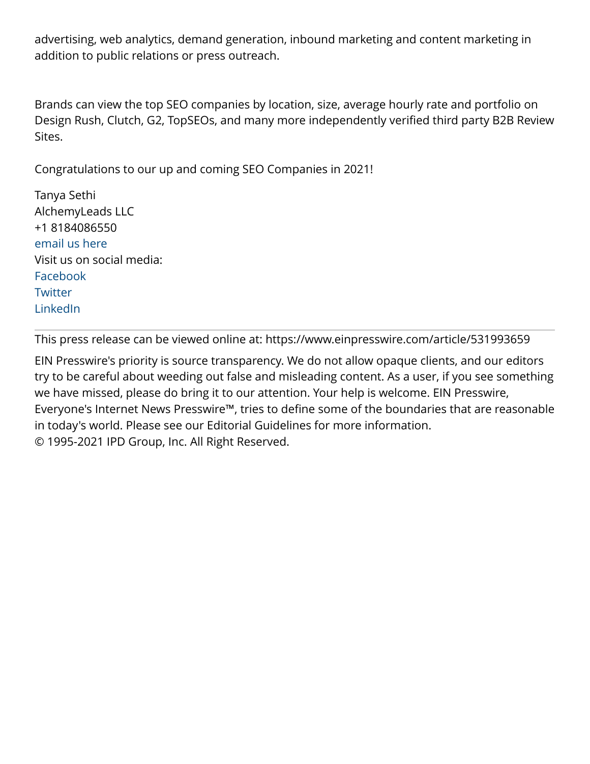advertising, web analytics, demand generation, inbound marketing and content marketing in addition to public relations or press outreach.

Brands can view the top SEO companies by location, size, average hourly rate and portfolio on Design Rush, Clutch, G2, TopSEOs, and many more independently verified third party B2B Review Sites.

Congratulations to our up and coming SEO Companies in 2021!

Tanya Sethi
AlchemyLeads LLC
+1 8184086550
email us here
Visit us on social media:
Facebook
Twitter
LinkedIn

---

This press release can be viewed online at: https://www.einpresswire.com/article/531993659

EIN Presswire's priority is source transparency. We do not allow opaque clients, and our editors try to be careful about weeding out false and misleading content. As a user, if you see something we have missed, please do bring it to our attention. Your help is welcome. EIN Presswire, Everyone's Internet News Presswire™, tries to define some of the boundaries that are reasonable in today's world. Please see our Editorial Guidelines for more information.
© 1995-2021 IPD Group, Inc. All Right Reserved.